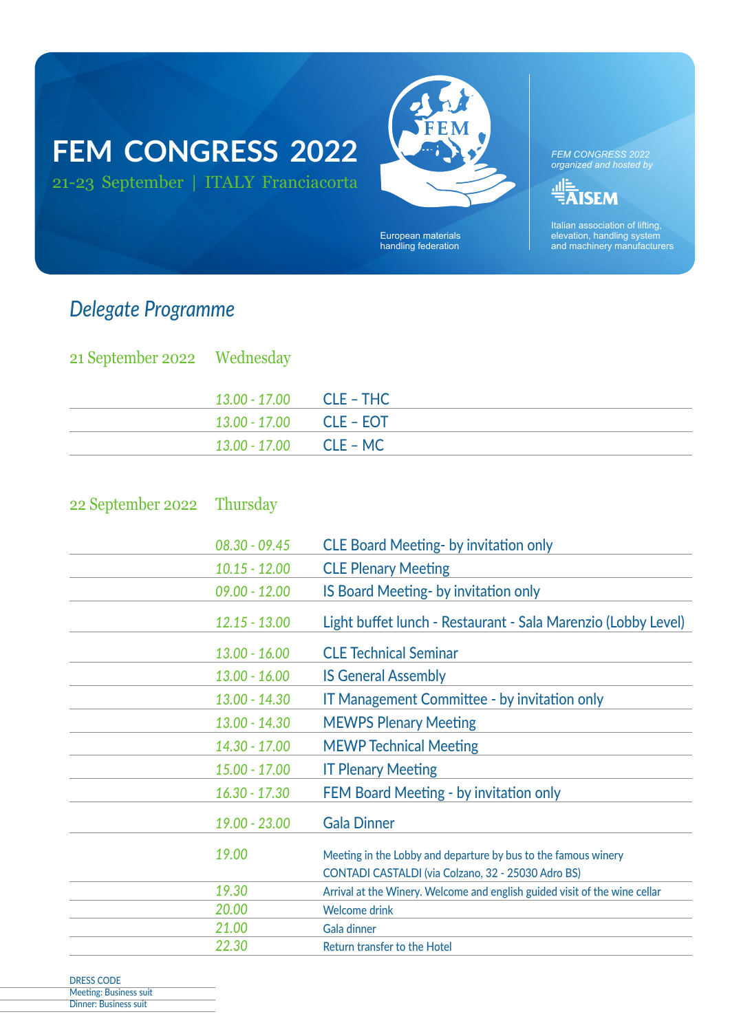# FEM CONGRESS 2022

21-23 September | ITALY Franciacorta

FEM

European materials handling federation

*FEM CONGRESS 2022 organized and hosted by*

AISEM

Italian association of lifting, elevation, handling system and machinery manufacturers

## *Delegate Programme*

### 21 September 2022 Wednesday

| Time | Event |
|---|---|
| *13.00 - 17.00* | CLE – THC |
| *13.00 - 17.00* | CLE – EOT |
| *13.00 - 17.00* | CLE – MC |

### 22 September 2022 Thursday

| Time | Event |
|---|---|
| *08.30 - 09.45* | CLE Board Meeting- by invitation only |
| *10.15 - 12.00* | CLE Plenary Meeting |
| *09.00 - 12.00* | IS Board Meeting- by invitation only |
| *12.15 - 13.00* | Light buffet lunch - Restaurant - Sala Marenzio (Lobby Level) |
| *13.00 - 16.00* | CLE Technical Seminar |
| *13.00 - 16.00* | IS General Assembly |
| *13.00 - 14.30* | IT Management Committee - by invitation only |
| *13.00 - 14.30* | MEWPS Plenary Meeting |
| *14.30 - 17.00* | MEWP Technical Meeting |
| *15.00 - 17.00* | IT Plenary Meeting |
| *16.30 - 17.30* | FEM Board Meeting - by invitation only |
| *19.00 - 23.00* | Gala Dinner |
| *19.00* | Meeting in the Lobby and departure by bus to the famous winery CONTADI CASTALDI (via Colzano, 32 - 25030 Adro BS) |
| *19.30* | Arrival at the Winery. Welcome and english guided visit of the wine cellar |
| *20.00* | Welcome drink |
| *21.00* | Gala dinner |
| *22.30* | Return transfer to the Hotel |

DRESS CODE

Meeting: Business suit

Dinner: Business suit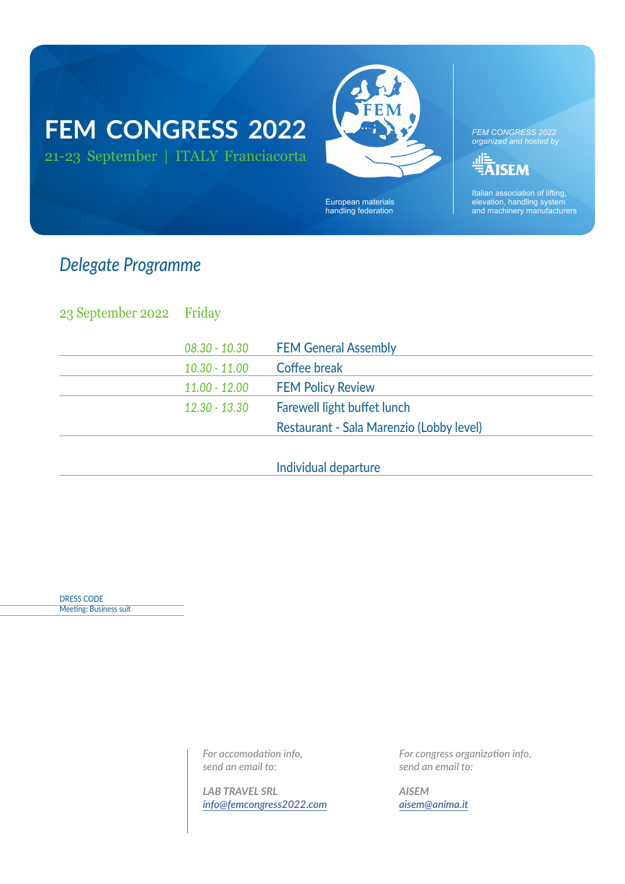# FEM CONGRESS 2022

21-23 September | ITALY Franciacorta

FEM

European materials handling federation

*FEM CONGRESS 2022 organized and hosted by*

AISEM

Italian association of lifting, elevation, handling system and machinery manufacturers

## *Delegate Programme*

### 23 September 2022 Friday

| | |
|---|---|
| *08.30 - 10.30* | FEM General Assembly |
| *10.30 - 11.00* | Coffee break |
| *11.00 - 12.00* | FEM Policy Review |
| *12.30 - 13.30* | Farewell light buffet lunch<br>Restaurant - Sala Marenzio (Lobby level) |
| | Individual departure |

DRESS CODE
Meeting: Business suit

*For accomodation info, send an email to:*

*LAB TRAVEL SRL*
*info@femcongress2022.com*

*For congress organization info, send an email to:*

*AISEM*
*aisem@anima.it*